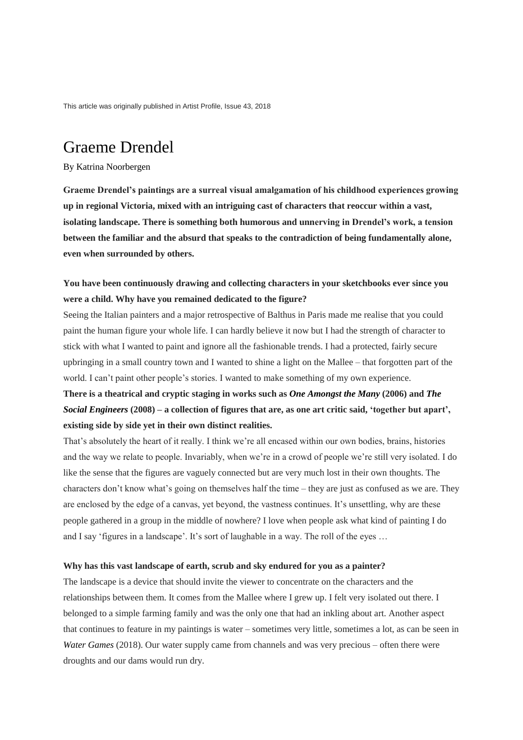This article was originally published in Artist Profile, Issue 43, 2018

# Graeme Drendel

By Katrina Noorbergen

**Graeme Drendel's paintings are a surreal visual amalgamation of his childhood experiences growing up in regional Victoria, mixed with an intriguing cast of characters that reoccur within a vast, isolating landscape. There is something both humorous and unnerving in Drendel's work, a tension between the familiar and the absurd that speaks to the contradiction of being fundamentally alone, even when surrounded by others.**

**You have been continuously drawing and collecting characters in your sketchbooks ever since you were a child. Why have you remained dedicated to the figure?**

Seeing the Italian painters and a major retrospective of Balthus in Paris made me realise that you could paint the human figure your whole life. I can hardly believe it now but I had the strength of character to stick with what I wanted to paint and ignore all the fashionable trends. I had a protected, fairly secure upbringing in a small country town and I wanted to shine a light on the Mallee – that forgotten part of the world. I can't paint other people's stories. I wanted to make something of my own experience.

**There is a theatrical and cryptic staging in works such as *One Amongst the Many* (2006) and *The Social Engineers* (2008) – a collection of figures that are, as one art critic said, 'together but apart', existing side by side yet in their own distinct realities.**

That's absolutely the heart of it really. I think we're all encased within our own bodies, brains, histories and the way we relate to people. Invariably, when we're in a crowd of people we're still very isolated. I do like the sense that the figures are vaguely connected but are very much lost in their own thoughts. The characters don't know what's going on themselves half the time – they are just as confused as we are. They are enclosed by the edge of a canvas, yet beyond, the vastness continues. It's unsettling, why are these people gathered in a group in the middle of nowhere? I love when people ask what kind of painting I do and I say 'figures in a landscape'. It's sort of laughable in a way. The roll of the eyes …

**Why has this vast landscape of earth, scrub and sky endured for you as a painter?**

The landscape is a device that should invite the viewer to concentrate on the characters and the relationships between them. It comes from the Mallee where I grew up. I felt very isolated out there. I belonged to a simple farming family and was the only one that had an inkling about art. Another aspect that continues to feature in my paintings is water – sometimes very little, sometimes a lot, as can be seen in *Water Games* (2018). Our water supply came from channels and was very precious – often there were droughts and our dams would run dry.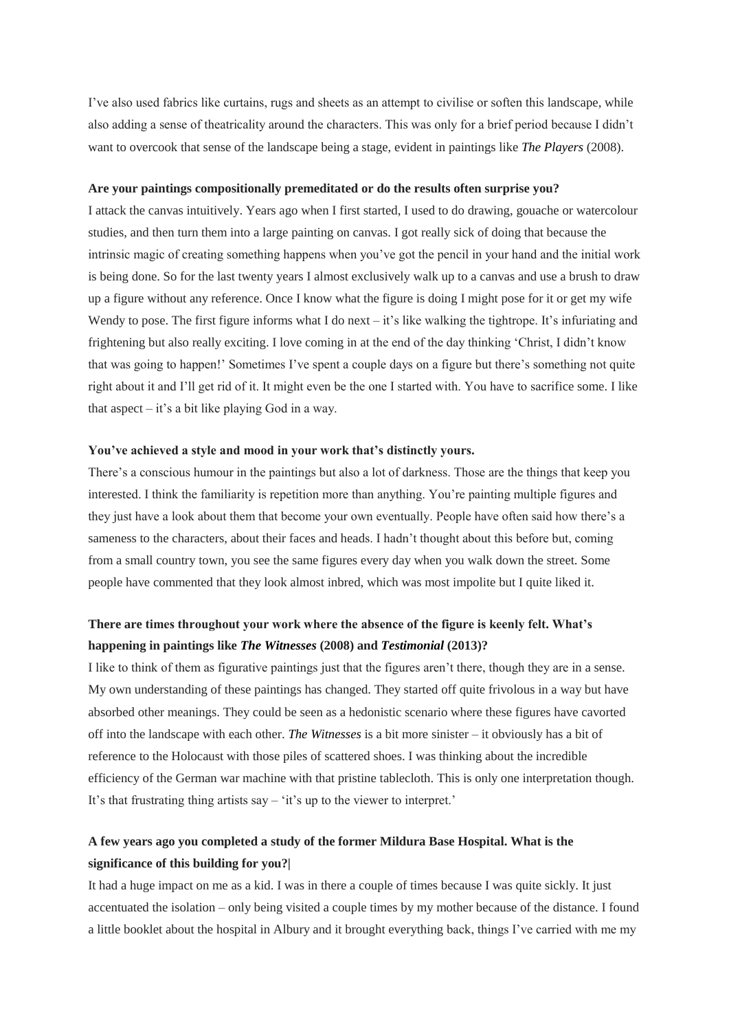I've also used fabrics like curtains, rugs and sheets as an attempt to civilise or soften this landscape, while also adding a sense of theatricality around the characters. This was only for a brief period because I didn't want to overcook that sense of the landscape being a stage, evident in paintings like ***The Players*** (2008).

**Are your paintings compositionally premeditated or do the results often surprise you?**

I attack the canvas intuitively. Years ago when I first started, I used to do drawing, gouache or watercolour studies, and then turn them into a large painting on canvas. I got really sick of doing that because the intrinsic magic of creating something happens when you've got the pencil in your hand and the initial work is being done. So for the last twenty years I almost exclusively walk up to a canvas and use a brush to draw up a figure without any reference. Once I know what the figure is doing I might pose for it or get my wife Wendy to pose. The first figure informs what I do next – it's like walking the tightrope. It's infuriating and frightening but also really exciting. I love coming in at the end of the day thinking 'Christ, I didn't know that was going to happen!' Sometimes I've spent a couple days on a figure but there's something not quite right about it and I'll get rid of it. It might even be the one I started with. You have to sacrifice some. I like that aspect – it's a bit like playing God in a way.

**You've achieved a style and mood in your work that's distinctly yours.**

There's a conscious humour in the paintings but also a lot of darkness. Those are the things that keep you interested. I think the familiarity is repetition more than anything. You're painting multiple figures and they just have a look about them that become your own eventually. People have often said how there's a sameness to the characters, about their faces and heads. I hadn't thought about this before but, coming from a small country town, you see the same figures every day when you walk down the street. Some people have commented that they look almost inbred, which was most impolite but I quite liked it.

**There are times throughout your work where the absence of the figure is keenly felt. What's happening in paintings like *The Witnesses* (2008) and *Testimonial* (2013)?**

I like to think of them as figurative paintings just that the figures aren't there, though they are in a sense. My own understanding of these paintings has changed. They started off quite frivolous in a way but have absorbed other meanings. They could be seen as a hedonistic scenario where these figures have cavorted off into the landscape with each other. ***The Witnesses*** is a bit more sinister – it obviously has a bit of reference to the Holocaust with those piles of scattered shoes. I was thinking about the incredible efficiency of the German war machine with that pristine tablecloth. This is only one interpretation though. It's that frustrating thing artists say – 'it's up to the viewer to interpret.'

**A few years ago you completed a study of the former Mildura Base Hospital. What is the significance of this building for you?|**

It had a huge impact on me as a kid. I was in there a couple of times because I was quite sickly. It just accentuated the isolation – only being visited a couple times by my mother because of the distance. I found a little booklet about the hospital in Albury and it brought everything back, things I've carried with me my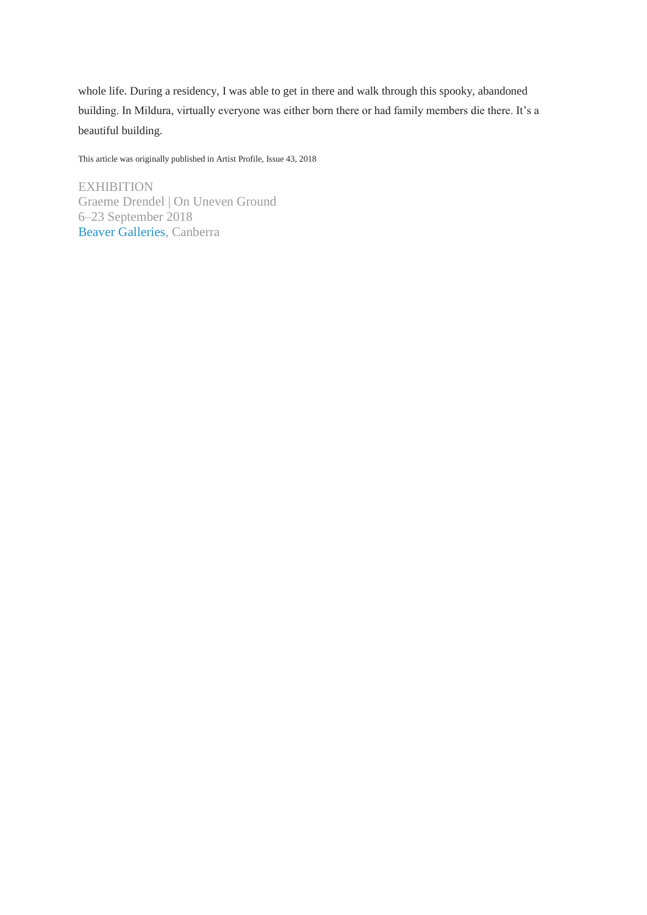whole life. During a residency, I was able to get in there and walk through this spooky, abandoned building. In Mildura, virtually everyone was either born there or had family members die there. It's a beautiful building.

This article was originally published in Artist Profile, Issue 43, 2018

EXHIBITION
Graeme Drendel | On Uneven Ground
6–23 September 2018
Beaver Galleries, Canberra